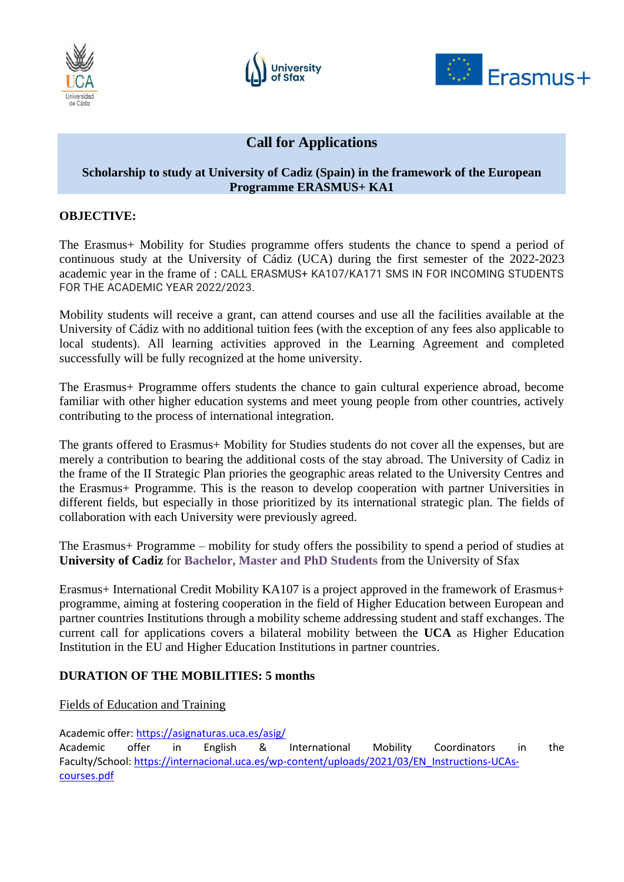# Call for Applications

**Scholarship to study at University of Cadiz (Spain) in the framework of the European Programme ERASMUS+ KA1**

**OBJECTIVE:**

The Erasmus+ Mobility for Studies programme offers students the chance to spend a period of continuous study at the University of Cádiz (UCA) during the first semester of the 2022-2023 academic year in the frame of : CALL ERASMUS+ KA107/KA171 SMS IN FOR INCOMING STUDENTS FOR THE ACADEMIC YEAR 2022/2023.

Mobility students will receive a grant, can attend courses and use all the facilities available at the University of Cádiz with no additional tuition fees (with the exception of any fees also applicable to local students). All learning activities approved in the Learning Agreement and completed successfully will be fully recognized at the home university.

The Erasmus+ Programme offers students the chance to gain cultural experience abroad, become familiar with other higher education systems and meet young people from other countries, actively contributing to the process of international integration.

The grants offered to Erasmus+ Mobility for Studies students do not cover all the expenses, but are merely a contribution to bearing the additional costs of the stay abroad. The University of Cadiz in the frame of the II Strategic Plan priories the geographic areas related to the University Centres and the Erasmus+ Programme. This is the reason to develop cooperation with partner Universities in different fields, but especially in those prioritized by its international strategic plan. The fields of collaboration with each University were previously agreed.

The Erasmus+ Programme – mobility for study offers the possibility to spend a period of studies at **University of Cadiz** for **Bachelor, Master and PhD Students** from the University of Sfax

Erasmus+ International Credit Mobility KA107 is a project approved in the framework of Erasmus+ programme, aiming at fostering cooperation in the field of Higher Education between European and partner countries Institutions through a mobility scheme addressing student and staff exchanges. The current call for applications covers a bilateral mobility between the **UCA** as Higher Education Institution in the EU and Higher Education Institutions in partner countries.

**DURATION OF THE MOBILITIES: 5 months**

Fields of Education and Training

Academic offer: https://asignaturas.uca.es/asig/
Academic offer in English & International Mobility Coordinators in the Faculty/School: https://internacional.uca.es/wp-content/uploads/2021/03/EN_Instructions-UCAs-courses.pdf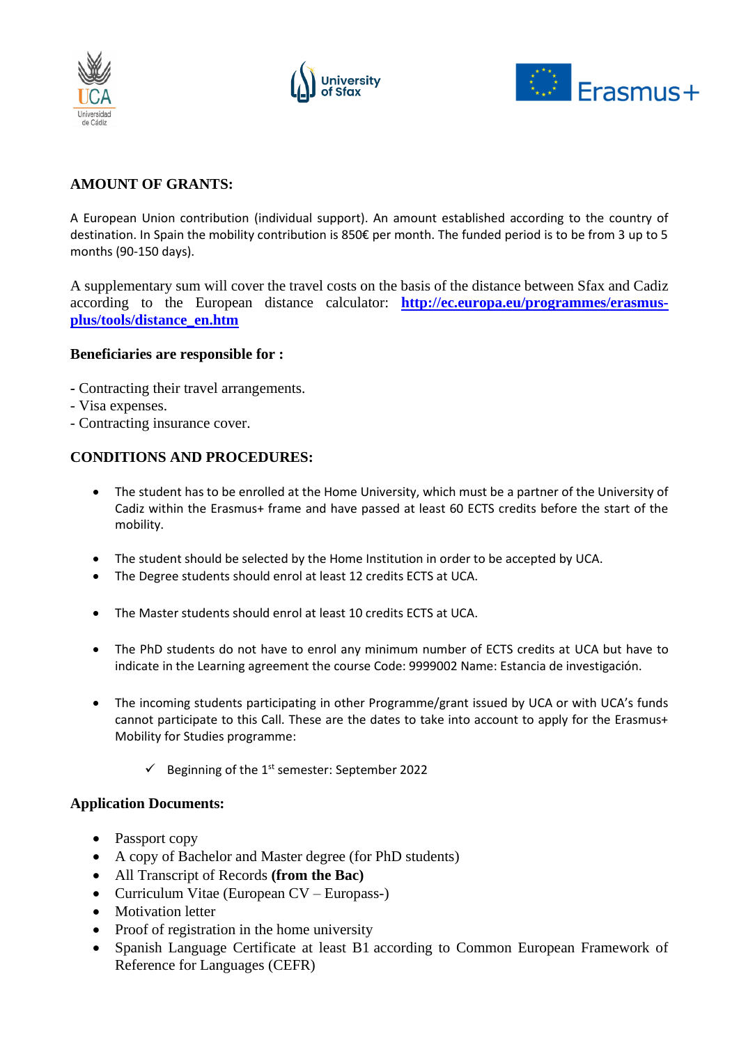## AMOUNT OF GRANTS:

A European Union contribution (individual support). An amount established according to the country of destination. In Spain the mobility contribution is 850€ per month. The funded period is to be from 3 up to 5 months (90-150 days).

A supplementary sum will cover the travel costs on the basis of the distance between Sfax and Cadiz according to the European distance calculator: **[http://ec.europa.eu/programmes/erasmus-plus/tools/distance_en.htm](http://ec.europa.eu/programmes/erasmus-plus/tools/distance_en.htm)**

### Beneficiaries are responsible for :

- Contracting their travel arrangements.
- Visa expenses.
- Contracting insurance cover.

## CONDITIONS AND PROCEDURES:

- The student has to be enrolled at the Home University, which must be a partner of the University of Cadiz within the Erasmus+ frame and have passed at least 60 ECTS credits before the start of the mobility.
- The student should be selected by the Home Institution in order to be accepted by UCA.
- The Degree students should enrol at least 12 credits ECTS at UCA.
- The Master students should enrol at least 10 credits ECTS at UCA.
- The PhD students do not have to enrol any minimum number of ECTS credits at UCA but have to indicate in the Learning agreement the course Code: 9999002 Name: Estancia de investigación.
- The incoming students participating in other Programme/grant issued by UCA or with UCA's funds cannot participate to this Call. These are the dates to take into account to apply for the Erasmus+ Mobility for Studies programme:
  - ✓ Beginning of the 1st semester: September 2022

### Application Documents:

- Passport copy
- A copy of Bachelor and Master degree (for PhD students)
- All Transcript of Records **(from the Bac)**
- Curriculum Vitae (European CV – Europass-)
- Motivation letter
- Proof of registration in the home university
- Spanish Language Certificate at least B1 according to Common European Framework of Reference for Languages (CEFR)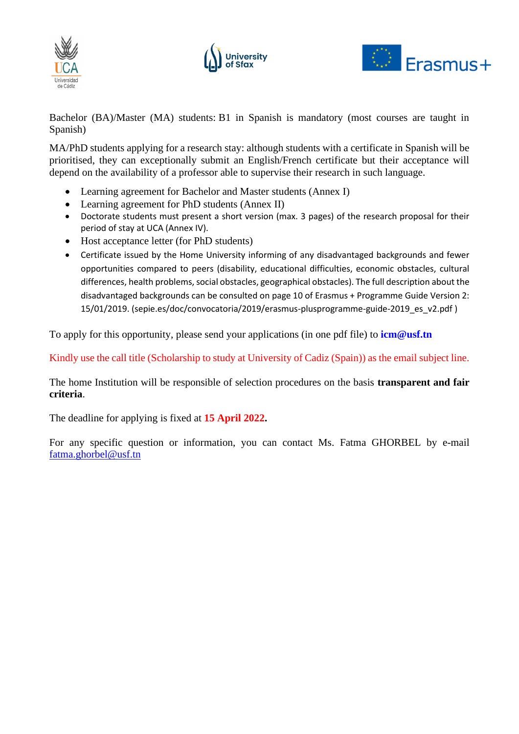Bachelor (BA)/Master (MA) students: B1 in Spanish is mandatory (most courses are taught in Spanish)

MA/PhD students applying for a research stay: although students with a certificate in Spanish will be prioritised, they can exceptionally submit an English/French certificate but their acceptance will depend on the availability of a professor able to supervise their research in such language.

- Learning agreement for Bachelor and Master students (Annex I)
- Learning agreement for PhD students (Annex II)
- Doctorate students must present a short version (max. 3 pages) of the research proposal for their period of stay at UCA (Annex IV).
- Host acceptance letter (for PhD students)
- Certificate issued by the Home University informing of any disadvantaged backgrounds and fewer opportunities compared to peers (disability, educational difficulties, economic obstacles, cultural differences, health problems, social obstacles, geographical obstacles). The full description about the disadvantaged backgrounds can be consulted on page 10 of Erasmus + Programme Guide Version 2: 15/01/2019. (sepie.es/doc/convocatoria/2019/erasmus-plusprogramme-guide-2019_es_v2.pdf )

To apply for this opportunity, please send your applications (in one pdf file) to **icm@usf.tn**

Kindly use the call title (Scholarship to study at University of Cadiz (Spain)) as the email subject line.

The home Institution will be responsible of selection procedures on the basis **transparent and fair criteria**.

The deadline for applying is fixed at **15 April 2022.**

For any specific question or information, you can contact Ms. Fatma GHORBEL by e-mail fatma.ghorbel@usf.tn